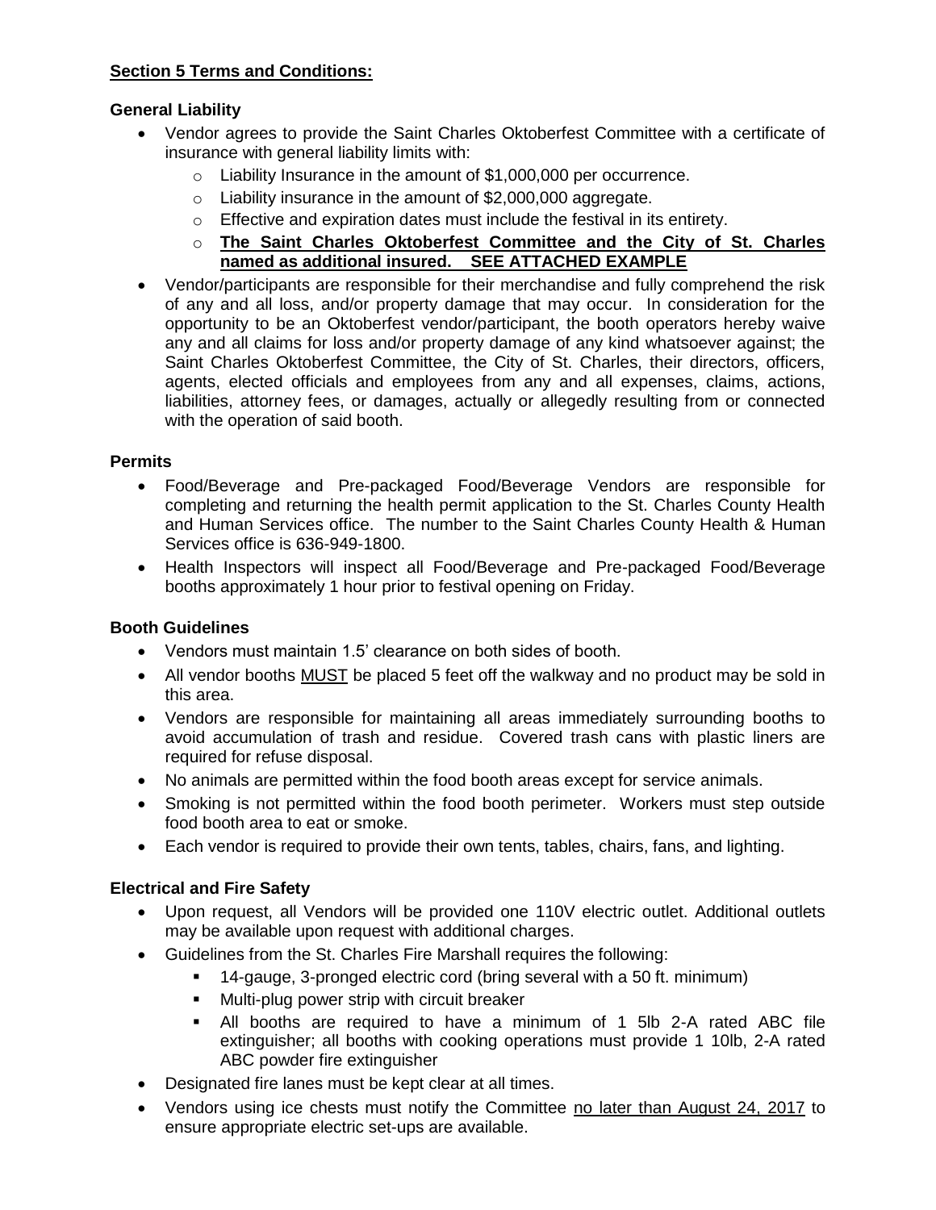## <u>**Section 5 Terms and Conditions:**</u>

### General Liability

- Vendor agrees to provide the Saint Charles Oktoberfest Committee with a certificate of insurance with general liability limits with:
  - Liability Insurance in the amount of $1,000,000 per occurrence.
  - Liability insurance in the amount of $2,000,000 aggregate.
  - Effective and expiration dates must include the festival in its entirety.
  - <u>**The Saint Charles Oktoberfest Committee and the City of St. Charles named as additional insured. SEE ATTACHED EXAMPLE**</u>
- Vendor/participants are responsible for their merchandise and fully comprehend the risk of any and all loss, and/or property damage that may occur. In consideration for the opportunity to be an Oktoberfest vendor/participant, the booth operators hereby waive any and all claims for loss and/or property damage of any kind whatsoever against; the Saint Charles Oktoberfest Committee, the City of St. Charles, their directors, officers, agents, elected officials and employees from any and all expenses, claims, actions, liabilities, attorney fees, or damages, actually or allegedly resulting from or connected with the operation of said booth.

### Permits

- Food/Beverage and Pre-packaged Food/Beverage Vendors are responsible for completing and returning the health permit application to the St. Charles County Health and Human Services office. The number to the Saint Charles County Health & Human Services office is 636-949-1800.
- Health Inspectors will inspect all Food/Beverage and Pre-packaged Food/Beverage booths approximately 1 hour prior to festival opening on Friday.

### Booth Guidelines

- Vendors must maintain 1.5' clearance on both sides of booth.
- All vendor booths <u>MUST</u> be placed 5 feet off the walkway and no product may be sold in this area.
- Vendors are responsible for maintaining all areas immediately surrounding booths to avoid accumulation of trash and residue. Covered trash cans with plastic liners are required for refuse disposal.
- No animals are permitted within the food booth areas except for service animals.
- Smoking is not permitted within the food booth perimeter. Workers must step outside food booth area to eat or smoke.
- Each vendor is required to provide their own tents, tables, chairs, fans, and lighting.

### Electrical and Fire Safety

- Upon request, all Vendors will be provided one 110V electric outlet. Additional outlets may be available upon request with additional charges.
- Guidelines from the St. Charles Fire Marshall requires the following:
  - 14-gauge, 3-pronged electric cord (bring several with a 50 ft. minimum)
  - Multi-plug power strip with circuit breaker
  - All booths are required to have a minimum of 1 5lb 2-A rated ABC file extinguisher; all booths with cooking operations must provide 1 10lb, 2-A rated ABC powder fire extinguisher
- Designated fire lanes must be kept clear at all times.
- Vendors using ice chests must notify the Committee <u>no later than August 24, 2017</u> to ensure appropriate electric set-ups are available.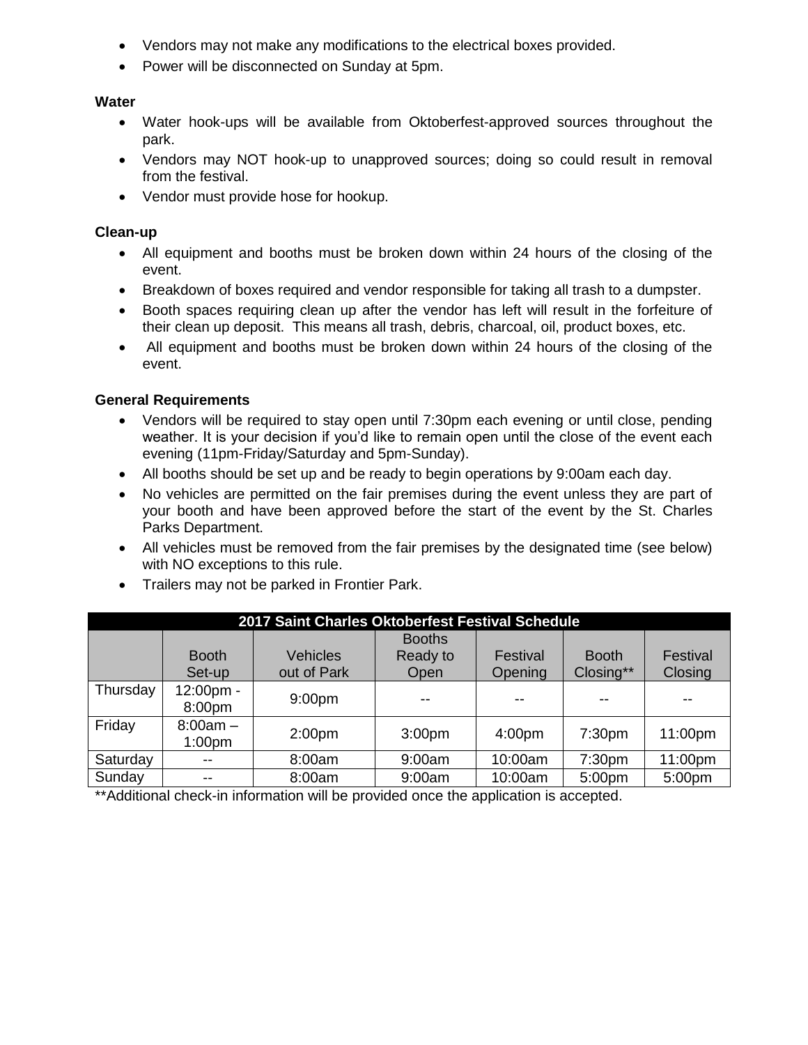- Vendors may not make any modifications to the electrical boxes provided.
- Power will be disconnected on Sunday at 5pm.

**Water**

- Water hook-ups will be available from Oktoberfest-approved sources throughout the park.
- Vendors may NOT hook-up to unapproved sources; doing so could result in removal from the festival.
- Vendor must provide hose for hookup.

**Clean-up**

- All equipment and booths must be broken down within 24 hours of the closing of the event.
- Breakdown of boxes required and vendor responsible for taking all trash to a dumpster.
- Booth spaces requiring clean up after the vendor has left will result in the forfeiture of their clean up deposit. This means all trash, debris, charcoal, oil, product boxes, etc.
- All equipment and booths must be broken down within 24 hours of the closing of the event.

**General Requirements**

- Vendors will be required to stay open until 7:30pm each evening or until close, pending weather. It is your decision if you'd like to remain open until the close of the event each evening (11pm-Friday/Saturday and 5pm-Sunday).
- All booths should be set up and be ready to begin operations by 9:00am each day.
- No vehicles are permitted on the fair premises during the event unless they are part of your booth and have been approved before the start of the event by the St. Charles Parks Department.
- All vehicles must be removed from the fair premises by the designated time (see below) with NO exceptions to this rule.
- Trailers may not be parked in Frontier Park.

| 2017 Saint Charles Oktoberfest Festival Schedule | | | | | | |
|---|---|---|---|---|---|---|
| | Booth Set-up | Vehicles out of Park | Booths Ready to Open | Festival Opening | Booth Closing** | Festival Closing |
| Thursday | 12:00pm - 8:00pm | 9:00pm | -- | -- | -- | -- |
| Friday | 8:00am – 1:00pm | 2:00pm | 3:00pm | 4:00pm | 7:30pm | 11:00pm |
| Saturday | -- | 8:00am | 9:00am | 10:00am | 7:30pm | 11:00pm |
| Sunday | -- | 8:00am | 9:00am | 10:00am | 5:00pm | 5:00pm |

**Additional check-in information will be provided once the application is accepted.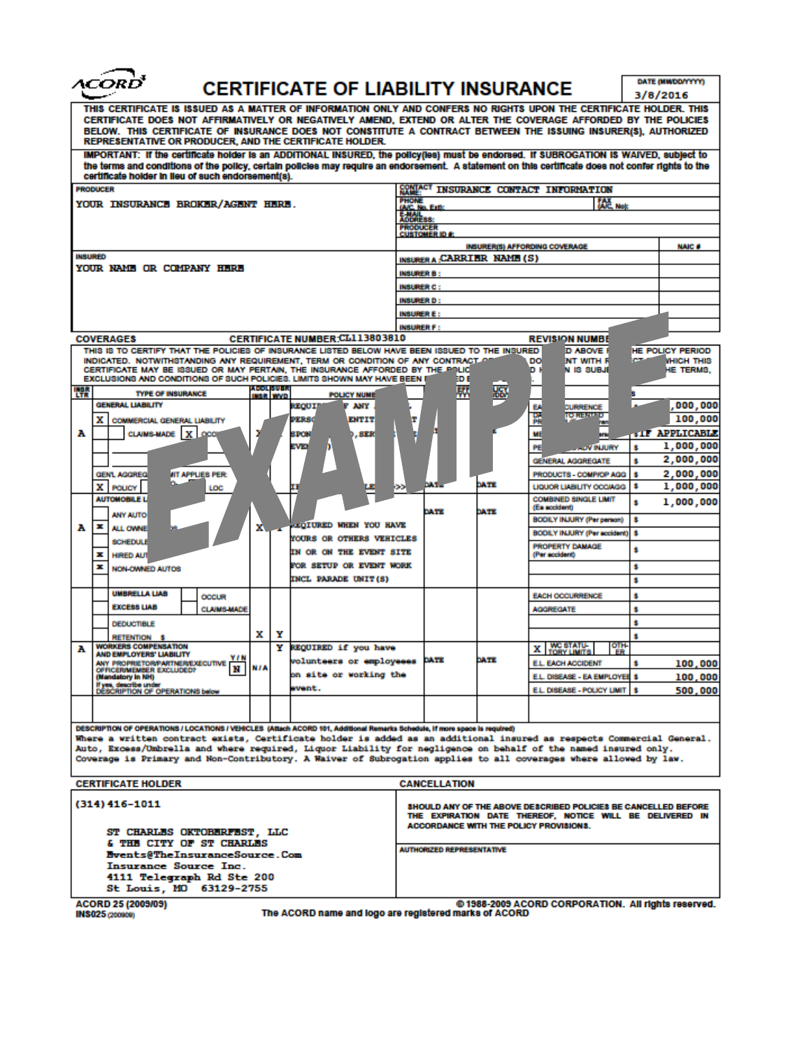# ACORD CERTIFICATE OF LIABILITY INSURANCE

DATE (MM/DD/YYYY): 3/8/2016

THIS CERTIFICATE IS ISSUED AS A MATTER OF INFORMATION ONLY AND CONFERS NO RIGHTS UPON THE CERTIFICATE HOLDER. THIS CERTIFICATE DOES NOT AFFIRMATIVELY OR NEGATIVELY AMEND, EXTEND OR ALTER THE COVERAGE AFFORDED BY THE POLICIES BELOW. THIS CERTIFICATE OF INSURANCE DOES NOT CONSTITUTE A CONTRACT BETWEEN THE ISSUING INSURER(S), AUTHORIZED REPRESENTATIVE OR PRODUCER, AND THE CERTIFICATE HOLDER.

**IMPORTANT: If the certificate holder is an ADDITIONAL INSURED, the policy(ies) must be endorsed. If SUBROGATION IS WAIVED, subject to the terms and conditions of the policy, certain policies may require an endorsement. A statement on this certificate does not confer rights to the certificate holder in lieu of such endorsement(s).**

| | |
|---|---|
| **PRODUCER**<br>YOUR INSURANCE BROKER/AGENT HERE. | **CONTACT NAME:** INSURANCE CONTACT INFORMATION<br>**PHONE (A/C, No, Ext):** **FAX (A/C, No):**<br>**E-MAIL ADDRESS:**<br>**PRODUCER CUSTOMER ID #:** |
| **INSURED**<br>YOUR NAME OR COMPANY HERE | **INSURER(S) AFFORDING COVERAGE** — **NAIC #**<br>INSURER A : CARRIER NAME(S)<br>INSURER B :<br>INSURER C :<br>INSURER D :<br>INSURER E :<br>INSURER F : |

**COVERAGES** CERTIFICATE NUMBER: CL113803810 REVISION NUMBE

THIS IS TO CERTIFY THAT THE POLICIES OF INSURANCE LISTED BELOW HAVE BEEN ISSUED TO THE INSURED ... D ABOVE F... HE POLICY PERIOD INDICATED. NOTWITHSTANDING ANY REQUIREMENT, TERM OR CONDITION OF ANY CONTRACT ... DO... NT WITH R... WHICH THIS CERTIFICATE MAY BE ISSUED OR MAY PERTAIN, THE INSURANCE AFFORDED BY THE POLIC... D ... N IS SUBJE... HE TERMS, EXCLUSIONS AND CONDITIONS OF SUCH POLICIES. LIMITS SHOWN MAY HAVE BEEN ... ED ...

| INSR LTR | TYPE OF INSURANCE | ADDL INSR | SUBR WVD | POLICY NUMBER | POLICY EFF | POLICY EXP | LIMITS | |
|---|---|---|---|---|---|---|---|---|
| A | GENERAL LIABILITY<br>X COMMERCIAL GENERAL LIABILITY<br>CLAIMS-MADE X OCCUR<br>GEN'L AGGREGATE LIMIT APPLIES PER: X POLICY LOC | X | | REQUIRED IF ANY ... PERSON ENTITY ... SPONSOR, SERVICE ... EVENT ... IF ... LE >> | DATE | DATE | EACH OCCURRENCE | $ 1,000,000 |
| | | | | | | | DAMAGE TO RENTED PREMISES | 100,000 |
| | | | | | | | MED EXP | IF APPLICABLE |
| | | | | | | | PERSONAL & ADV INJURY | $ 1,000,000 |
| | | | | | | | GENERAL AGGREGATE | $ 2,000,000 |
| | | | | | | | PRODUCTS - COMP/OP AGG | $ 2,000,000 |
| | | | | | | | LIQUOR LIABILITY OCC/AGG | $ 1,000,000 |
| A | AUTOMOBILE LIABILITY<br>ANY AUTO<br>X ALL OWNED AUTOS<br>SCHEDULED AUTOS<br>X HIRED AUTOS<br>X NON-OWNED AUTOS | X | Y | REQUIRED WHEN YOU HAVE YOURS OR OTHERS VEHICLES IN OR ON THE EVENT SITE FOR SETUP OR EVENT WORK INCL PARADE UNIT(S) | DATE | DATE | COMBINED SINGLE LIMIT (Ea accident) | $ 1,000,000 |
| | | | | | | | BODILY INJURY (Per person) | $ |
| | | | | | | | BODILY INJURY (Per accident) | $ |
| | | | | | | | PROPERTY DAMAGE (Per accident) | $ |
| | | | | | | | | $ |
| | | | | | | | | $ |
| | UMBRELLA LIAB OCCUR<br>EXCESS LIAB CLAIMS-MADE<br>DEDUCTIBLE<br>RETENTION $ | X | Y | | | | EACH OCCURRENCE | $ |
| | | | | | | | AGGREGATE | $ |
| | | | | | | | | $ |
| | | | | | | | | $ |
| A | WORKERS COMPENSATION AND EMPLOYERS' LIABILITY Y/N<br>ANY PROPRIETOR/PARTNER/EXECUTIVE OFFICER/MEMBER EXCLUDED? N<br>(Mandatory in NH)<br>If yes, describe under DESCRIPTION OF OPERATIONS below | N/A | Y | REQUIRED if you have volunteers or employees on site or working the event. | DATE | DATE | X WC STATU-TORY LIMITS OTH-ER | |
| | | | | | | | E.L. EACH ACCIDENT | $ 100,000 |
| | | | | | | | E.L. DISEASE - EA EMPLOYEE | $ 100,000 |
| | | | | | | | E.L. DISEASE - POLICY LIMIT | $ 500,000 |

**DESCRIPTION OF OPERATIONS / LOCATIONS / VEHICLES** (Attach ACORD 101, Additional Remarks Schedule, if more space is required)

Where a written contract exists, Certificate holder is added as an additional insured as respects Commercial General. Auto, Excess/Umbrella and where required, Liquor Liability for negligence on behalf of the named insured only. Coverage is Primary and Non-Contributory. A Waiver of Subrogation applies to all coverages where allowed by law.

| CERTIFICATE HOLDER | CANCELLATION |
|---|---|
| (314)416-1011<br><br>ST CHARLES OKTOBERFEST, LLC<br>& THE CITY OF ST CHARLES<br>Events@TheInsuranceSource.Com<br>Insurance Source Inc.<br>4111 Telegraph Rd Ste 200<br>St Louis, MO 63129-2755 | SHOULD ANY OF THE ABOVE DESCRIBED POLICIES BE CANCELLED BEFORE THE EXPIRATION DATE THEREOF, NOTICE WILL BE DELIVERED IN ACCORDANCE WITH THE POLICY PROVISIONS.<br><br>AUTHORIZED REPRESENTATIVE |

ACORD 25 (2009/09)
INS025 (200909)

© 1988-2009 ACORD CORPORATION. All rights reserved.
The ACORD name and logo are registered marks of ACORD

EXAMPLE